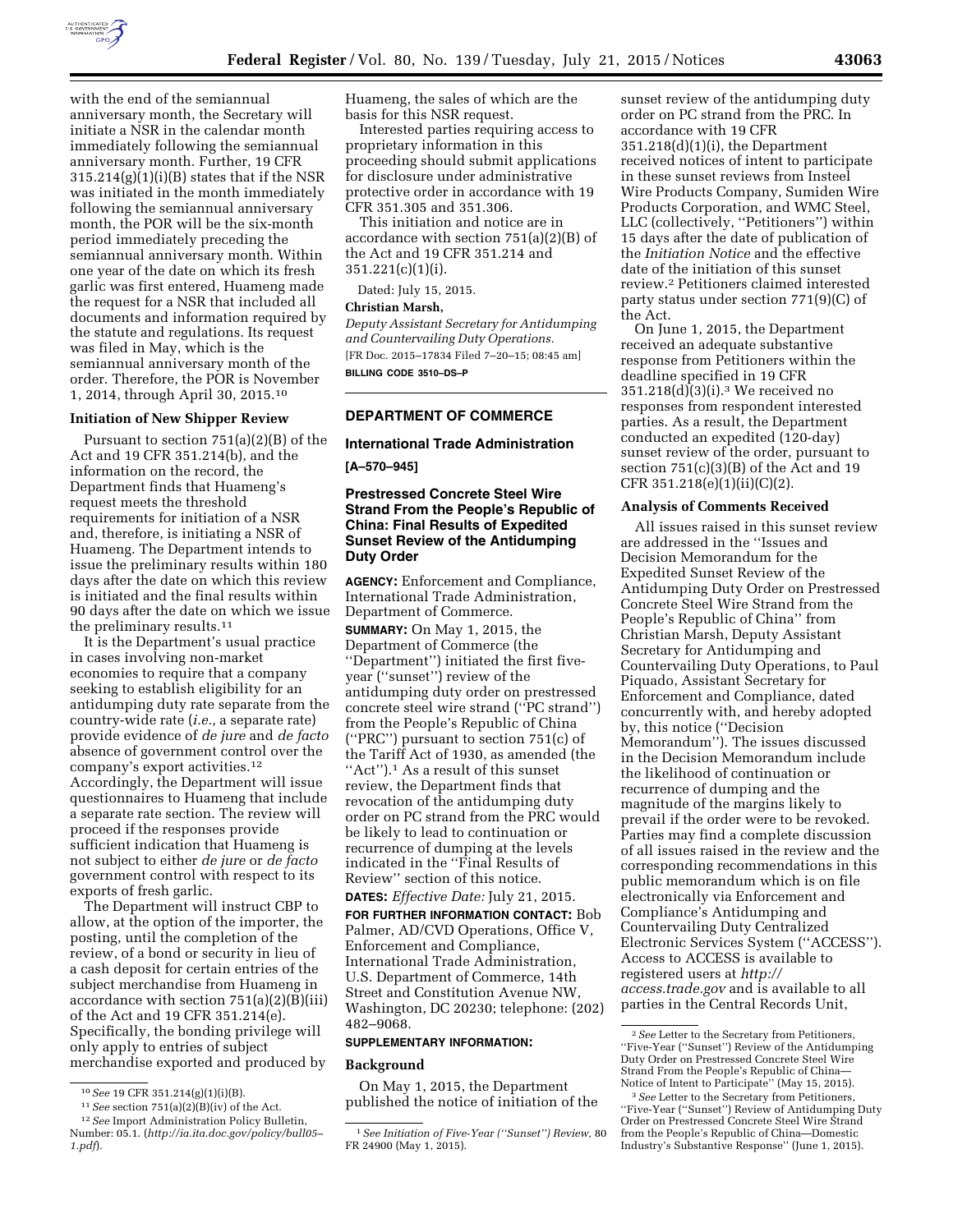with the end of the semiannual anniversary month, the Secretary will initiate a NSR in the calendar month immediately following the semiannual anniversary month. Further, 19 CFR 315.214(g)(1)(i)(B) states that if the NSR was initiated in the month immediately following the semiannual anniversary month, the POR will be the six-month period immediately preceding the semiannual anniversary month. Within one year of the date on which its fresh garlic was first entered, Huameng made the request for a NSR that included all documents and information required by the statute and regulations. Its request was filed in May, which is the semiannual anniversary month of the order. Therefore, the POR is November 1, 2014, through April 30, 2015.[10]

**Initiation of New Shipper Review**

Pursuant to section 751(a)(2)(B) of the Act and 19 CFR 351.214(b), and the information on the record, the Department finds that Huameng's request meets the threshold requirements for initiation of a NSR and, therefore, is initiating a NSR of Huameng. The Department intends to issue the preliminary results within 180 days after the date on which this review is initiated and the final results within 90 days after the date on which we issue the preliminary results.[11]

It is the Department's usual practice in cases involving non-market economies to require that a company seeking to establish eligibility for an antidumping duty rate separate from the country-wide rate (*i.e.,* a separate rate) provide evidence of *de jure* and *de facto* absence of government control over the company's export activities.[12] Accordingly, the Department will issue questionnaires to Huameng that include a separate rate section. The review will proceed if the responses provide sufficient indication that Huameng is not subject to either *de jure* or *de facto* government control with respect to its exports of fresh garlic.

The Department will instruct CBP to allow, at the option of the importer, the posting, until the completion of the review, of a bond or security in lieu of a cash deposit for certain entries of the subject merchandise from Huameng in accordance with section 751(a)(2)(B)(iii) of the Act and 19 CFR 351.214(e). Specifically, the bonding privilege will only apply to entries of subject merchandise exported and produced by Huameng, the sales of which are the basis for this NSR request.

Interested parties requiring access to proprietary information in this proceeding should submit applications for disclosure under administrative protective order in accordance with 19 CFR 351.305 and 351.306.

This initiation and notice are in accordance with section 751(a)(2)(B) of the Act and 19 CFR 351.214 and 351.221(c)(1)(i).

Dated: July 15, 2015.

**Christian Marsh,**

*Deputy Assistant Secretary for Antidumping and Countervailing Duty Operations.*

[FR Doc. 2015–17834 Filed 7–20–15; 08:45 am]

**BILLING CODE 3510–DS–P**

[10] *See* 19 CFR 351.214(g)(1)(i)(B).

[11] *See* section 751(a)(2)(B)(iv) of the Act.

[12] *See* Import Administration Policy Bulletin, Number: 05.1. (*http://ia.ita.doc.gov/policy/bull05-1.pdf*).

---

## DEPARTMENT OF COMMERCE

### International Trade Administration

**[A–570–945]**

### Prestressed Concrete Steel Wire Strand From the People's Republic of China: Final Results of Expedited Sunset Review of the Antidumping Duty Order

**AGENCY:** Enforcement and Compliance, International Trade Administration, Department of Commerce.

**SUMMARY:** On May 1, 2015, the Department of Commerce (the "Department") initiated the first five-year ("sunset") review of the antidumping duty order on prestressed concrete steel wire strand ("PC strand") from the People's Republic of China ("PRC") pursuant to section 751(c) of the Tariff Act of 1930, as amended (the "Act").[1] As a result of this sunset review, the Department finds that revocation of the antidumping duty order on PC strand from the PRC would be likely to lead to continuation or recurrence of dumping at the levels indicated in the "Final Results of Review" section of this notice.

**DATES:** *Effective Date:* July 21, 2015.

**FOR FURTHER INFORMATION CONTACT:** Bob Palmer, AD/CVD Operations, Office V, Enforcement and Compliance, International Trade Administration, U.S. Department of Commerce, 14th Street and Constitution Avenue NW, Washington, DC 20230; telephone: (202) 482–9068.

**SUPPLEMENTARY INFORMATION:**

**Background**

On May 1, 2015, the Department published the notice of initiation of the sunset review of the antidumping duty order on PC strand from the PRC. In accordance with 19 CFR 351.218(d)(1)(i), the Department received notices of intent to participate in these sunset reviews from Insteel Wire Products Company, Sumiden Wire Products Corporation, and WMC Steel, LLC (collectively, "Petitioners") within 15 days after the date of publication of the *Initiation Notice* and the effective date of the initiation of this sunset review.[2] Petitioners claimed interested party status under section 771(9)(C) of the Act.

On June 1, 2015, the Department received an adequate substantive response from Petitioners within the deadline specified in 19 CFR 351.218(d)(3)(i).[3] We received no responses from respondent interested parties. As a result, the Department conducted an expedited (120-day) sunset review of the order, pursuant to section 751(c)(3)(B) of the Act and 19 CFR 351.218(e)(1)(ii)(C)(2).

**Analysis of Comments Received**

All issues raised in this sunset review are addressed in the "Issues and Decision Memorandum for the Expedited Sunset Review of the Antidumping Duty Order on Prestressed Concrete Steel Wire Strand from the People's Republic of China" from Christian Marsh, Deputy Assistant Secretary for Antidumping and Countervailing Duty Operations, to Paul Piquado, Assistant Secretary for Enforcement and Compliance, dated concurrently with, and hereby adopted by, this notice ("Decision Memorandum"). The issues discussed in the Decision Memorandum include the likelihood of continuation or recurrence of dumping and the magnitude of the margins likely to prevail if the order were to be revoked. Parties may find a complete discussion of all issues raised in the review and the corresponding recommendations in this public memorandum which is on file electronically via Enforcement and Compliance's Antidumping and Countervailing Duty Centralized Electronic Services System ("ACCESS"). Access to ACCESS is available to registered users at *http://access.trade.gov* and is available to all parties in the Central Records Unit,

[1] *See Initiation of Five-Year ("Sunset") Review,* 80 FR 24900 (May 1, 2015).

[2] *See* Letter to the Secretary from Petitioners, "Five-Year ("Sunset") Review of the Antidumping Duty Order on Prestressed Concrete Steel Wire Strand From the People's Republic of China—Notice of Intent to Participate" (May 15, 2015).

[3] *See* Letter to the Secretary from Petitioners, "Five-Year ("Sunset") Review of Antidumping Duty Order on Prestressed Concrete Steel Wire Strand from the People's Republic of China—Domestic Industry's Substantive Response" (June 1, 2015).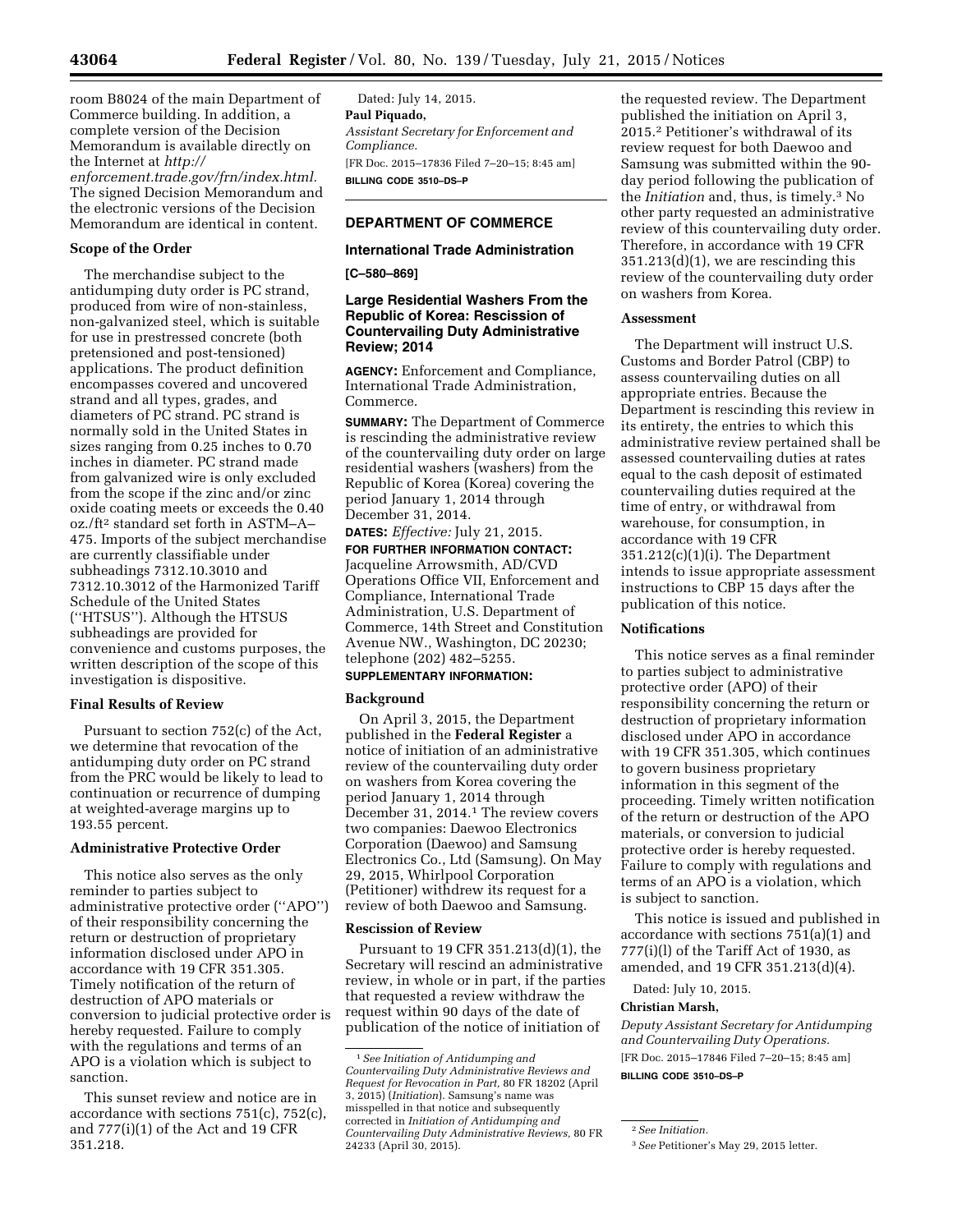room B8024 of the main Department of Commerce building. In addition, a complete version of the Decision Memorandum is available directly on the Internet at *http://enforcement.trade.gov/frn/index.html.* The signed Decision Memorandum and the electronic versions of the Decision Memorandum are identical in content.

### Scope of the Order

The merchandise subject to the antidumping duty order is PC strand, produced from wire of non-stainless, non-galvanized steel, which is suitable for use in prestressed concrete (both pretensioned and post-tensioned) applications. The product definition encompasses covered and uncovered strand and all types, grades, and diameters of PC strand. PC strand is normally sold in the United States in sizes ranging from 0.25 inches to 0.70 inches in diameter. PC strand made from galvanized wire is only excluded from the scope if the zinc and/or zinc oxide coating meets or exceeds the 0.40 oz./ft$^2$ standard set forth in ASTM–A–475. Imports of the subject merchandise are currently classifiable under subheadings 7312.10.3010 and 7312.10.3012 of the Harmonized Tariff Schedule of the United States (''HTSUS''). Although the HTSUS subheadings are provided for convenience and customs purposes, the written description of the scope of this investigation is dispositive.

### Final Results of Review

Pursuant to section 752(c) of the Act, we determine that revocation of the antidumping duty order on PC strand from the PRC would be likely to lead to continuation or recurrence of dumping at weighted-average margins up to 193.55 percent.

### Administrative Protective Order

This notice also serves as the only reminder to parties subject to administrative protective order (''APO'') of their responsibility concerning the return or destruction of proprietary information disclosed under APO in accordance with 19 CFR 351.305. Timely notification of the return of destruction of APO materials or conversion to judicial protective order is hereby requested. Failure to comply with the regulations and terms of an APO is a violation which is subject to sanction.

This sunset review and notice are in accordance with sections 751(c), 752(c), and 777(i)(1) of the Act and 19 CFR 351.218.

Dated: July 14, 2015.

**Paul Piquado,**

*Assistant Secretary for Enforcement and Compliance.*

[FR Doc. 2015–17836 Filed 7–20–15; 8:45 am]

**BILLING CODE 3510–DS–P**

## DEPARTMENT OF COMMERCE

### International Trade Administration

**[C–580–869]**

### Large Residential Washers From the Republic of Korea: Rescission of Countervailing Duty Administrative Review; 2014

**AGENCY:** Enforcement and Compliance, International Trade Administration, Commerce.

**SUMMARY:** The Department of Commerce is rescinding the administrative review of the countervailing duty order on large residential washers (washers) from the Republic of Korea (Korea) covering the period January 1, 2014 through December 31, 2014.

**DATES:** *Effective:* July 21, 2015.

**FOR FURTHER INFORMATION CONTACT:** Jacqueline Arrowsmith, AD/CVD Operations Office VII, Enforcement and Compliance, International Trade Administration, U.S. Department of Commerce, 14th Street and Constitution Avenue NW., Washington, DC 20230; telephone (202) 482–5255.

**SUPPLEMENTARY INFORMATION:**

### Background

On April 3, 2015, the Department published in the **Federal Register** a notice of initiation of an administrative review of the countervailing duty order on washers from Korea covering the period January 1, 2014 through December 31, 2014.[1] The review covers two companies: Daewoo Electronics Corporation (Daewoo) and Samsung Electronics Co., Ltd (Samsung). On May 29, 2015, Whirlpool Corporation (Petitioner) withdrew its request for a review of both Daewoo and Samsung.

### Rescission of Review

Pursuant to 19 CFR 351.213(d)(1), the Secretary will rescind an administrative review, in whole or in part, if the parties that requested a review withdraw the request within 90 days of the date of publication of the notice of initiation of the requested review. The Department published the initiation on April 3, 2015.[2] Petitioner's withdrawal of its review request for both Daewoo and Samsung was submitted within the 90-day period following the publication of the *Initiation* and, thus, is timely.[3] No other party requested an administrative review of this countervailing duty order. Therefore, in accordance with 19 CFR 351.213(d)(1), we are rescinding this review of the countervailing duty order on washers from Korea.

### Assessment

The Department will instruct U.S. Customs and Border Patrol (CBP) to assess countervailing duties on all appropriate entries. Because the Department is rescinding this review in its entirety, the entries to which this administrative review pertained shall be assessed countervailing duties at rates equal to the cash deposit of estimated countervailing duties required at the time of entry, or withdrawal from warehouse, for consumption, in accordance with 19 CFR 351.212(c)(1)(i). The Department intends to issue appropriate assessment instructions to CBP 15 days after the publication of this notice.

### Notifications

This notice serves as a final reminder to parties subject to administrative protective order (APO) of their responsibility concerning the return or destruction of proprietary information disclosed under APO in accordance with 19 CFR 351.305, which continues to govern business proprietary information in this segment of the proceeding. Timely written notification of the return or destruction of the APO materials, or conversion to judicial protective order is hereby requested. Failure to comply with regulations and terms of an APO is a violation, which is subject to sanction.

This notice is issued and published in accordance with sections 751(a)(1) and 777(i)(l) of the Tariff Act of 1930, as amended, and 19 CFR 351.213(d)(4).

Dated: July 10, 2015.

**Christian Marsh,**

*Deputy Assistant Secretary for Antidumping and Countervailing Duty Operations.*

[FR Doc. 2015–17846 Filed 7–20–15; 8:45 am]

**BILLING CODE 3510–DS–P**

---

[1] *See Initiation of Antidumping and Countervailing Duty Administrative Reviews and Request for Revocation in Part,* 80 FR 18202 (April 3, 2015) (*Initiation*). Samsung's name was misspelled in that notice and subsequently corrected in *Initiation of Antidumping and Countervailing Duty Administrative Reviews,* 80 FR 24233 (April 30, 2015).

[2] *See Initiation.*

[3] *See* Petitioner's May 29, 2015 letter.